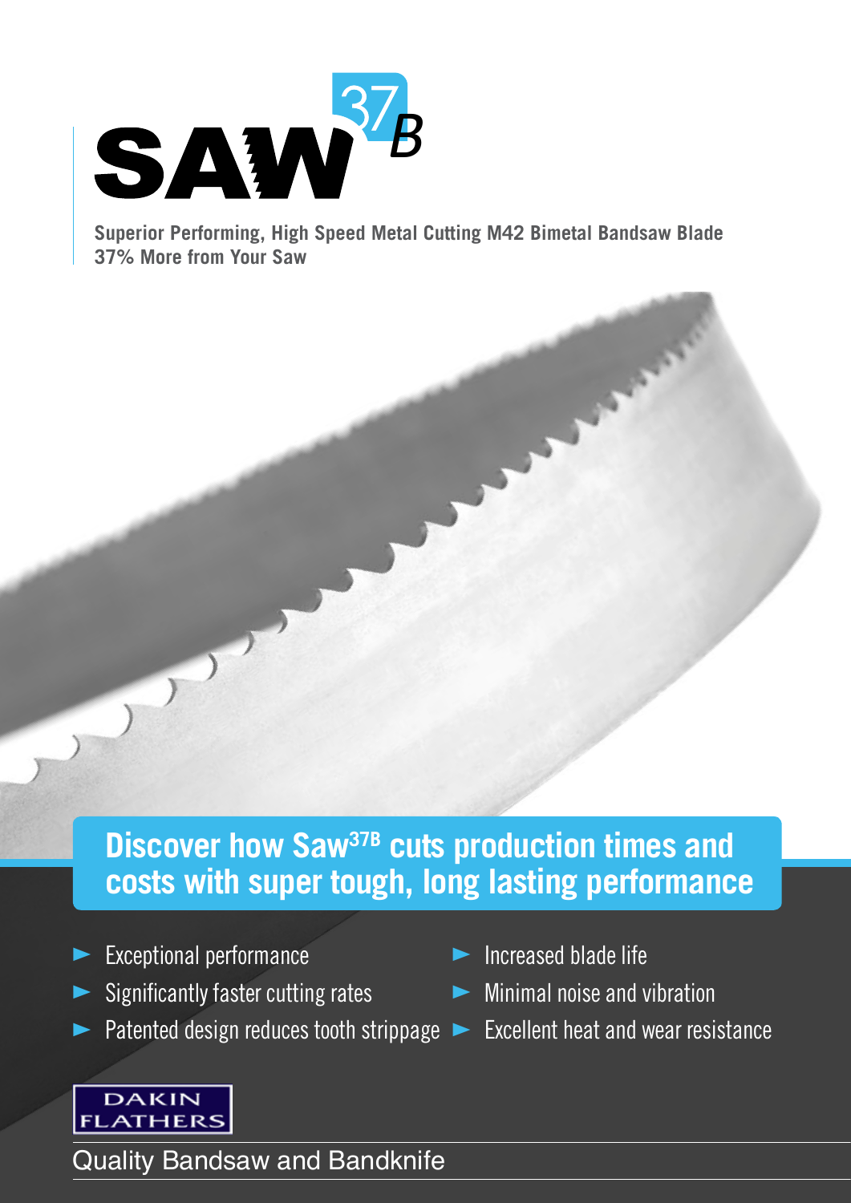# SAW[37]B

**Superior Performing, High Speed Metal Cutting M42 Bimetal Bandsaw Blade**
**37% More from Your Saw**

## Discover how Saw[37B] cuts production times and costs with super tough, long lasting performance

- Exceptional performance
- Significantly faster cutting rates
- Patented design reduces tooth strippage
- Increased blade life
- Minimal noise and vibration
- Excellent heat and wear resistance

DAKIN FLATHERS

Quality Bandsaw and Bandknife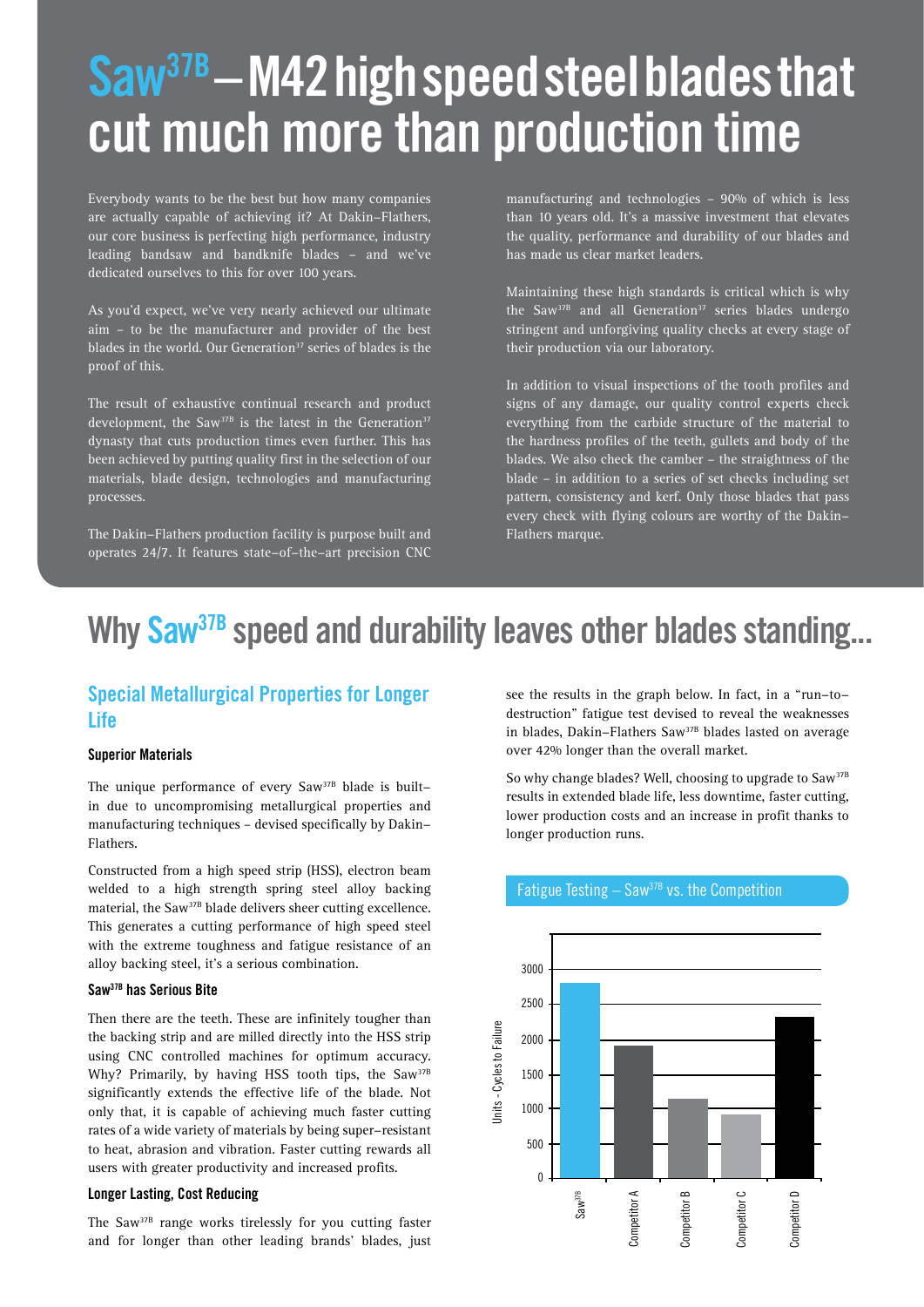# Saw$^{37B}$ – M42 high speed steel blades that cut much more than production time

Everybody wants to be the best but how many companies are actually capable of achieving it? At Dakin–Flathers, our core business is perfecting high performance, industry leading bandsaw and bandknife blades – and we've dedicated ourselves to this for over 100 years.

As you'd expect, we've very nearly achieved our ultimate aim – to be the manufacturer and provider of the best blades in the world. Our Generation$^{37}$ series of blades is the proof of this.

The result of exhaustive continual research and product development, the Saw$^{37B}$ is the latest in the Generation$^{37}$ dynasty that cuts production times even further. This has been achieved by putting quality first in the selection of our materials, blade design, technologies and manufacturing processes.

The Dakin–Flathers production facility is purpose built and operates 24/7. It features state–of–the–art precision CNC manufacturing and technologies – 90% of which is less than 10 years old. It's a massive investment that elevates the quality, performance and durability of our blades and has made us clear market leaders.

Maintaining these high standards is critical which is why the Saw$^{37B}$ and all Generation$^{37}$ series blades undergo stringent and unforgiving quality checks at every stage of their production via our laboratory.

In addition to visual inspections of the tooth profiles and signs of any damage, our quality control experts check everything from the carbide structure of the material to the hardness profiles of the teeth, gullets and body of the blades. We also check the camber – the straightness of the blade – in addition to a series of set checks including set pattern, consistency and kerf. Only those blades that pass every check with flying colours are worthy of the Dakin–Flathers marque.

# Why Saw$^{37B}$ speed and durability leaves other blades standing...

## Special Metallurgical Properties for Longer Life

### Superior Materials

The unique performance of every Saw$^{37B}$ blade is built–in due to uncompromising metallurgical properties and manufacturing techniques – devised specifically by Dakin–Flathers.

Constructed from a high speed strip (HSS), electron beam welded to a high strength spring steel alloy backing material, the Saw$^{37B}$ blade delivers sheer cutting excellence. This generates a cutting performance of high speed steel with the extreme toughness and fatigue resistance of an alloy backing steel, it's a serious combination.

### Saw$^{37B}$ has Serious Bite

Then there are the teeth. These are infinitely tougher than the backing strip and are milled directly into the HSS strip using CNC controlled machines for optimum accuracy. Why? Primarily, by having HSS tooth tips, the Saw$^{37B}$ significantly extends the effective life of the blade. Not only that, it is capable of achieving much faster cutting rates of a wide variety of materials by being super–resistant to heat, abrasion and vibration. Faster cutting rewards all users with greater productivity and increased profits.

### Longer Lasting, Cost Reducing

The Saw$^{37B}$ range works tirelessly for you cutting faster and for longer than other leading brands' blades, just see the results in the graph below. In fact, in a "run–to–destruction" fatigue test devised to reveal the weaknesses in blades, Dakin–Flathers Saw$^{37B}$ blades lasted on average over 42% longer than the overall market.

So why change blades? Well, choosing to upgrade to Saw$^{37B}$ results in extended blade life, less downtime, faster cutting, lower production costs and an increase in profit thanks to longer production runs.

**Fatigue Testing – Saw$^{37B}$ vs. the Competition**

Units - Cycles to Failure (axis 0–3000): Saw$^{37B}$, Competitor A, Competitor B, Competitor C, Competitor D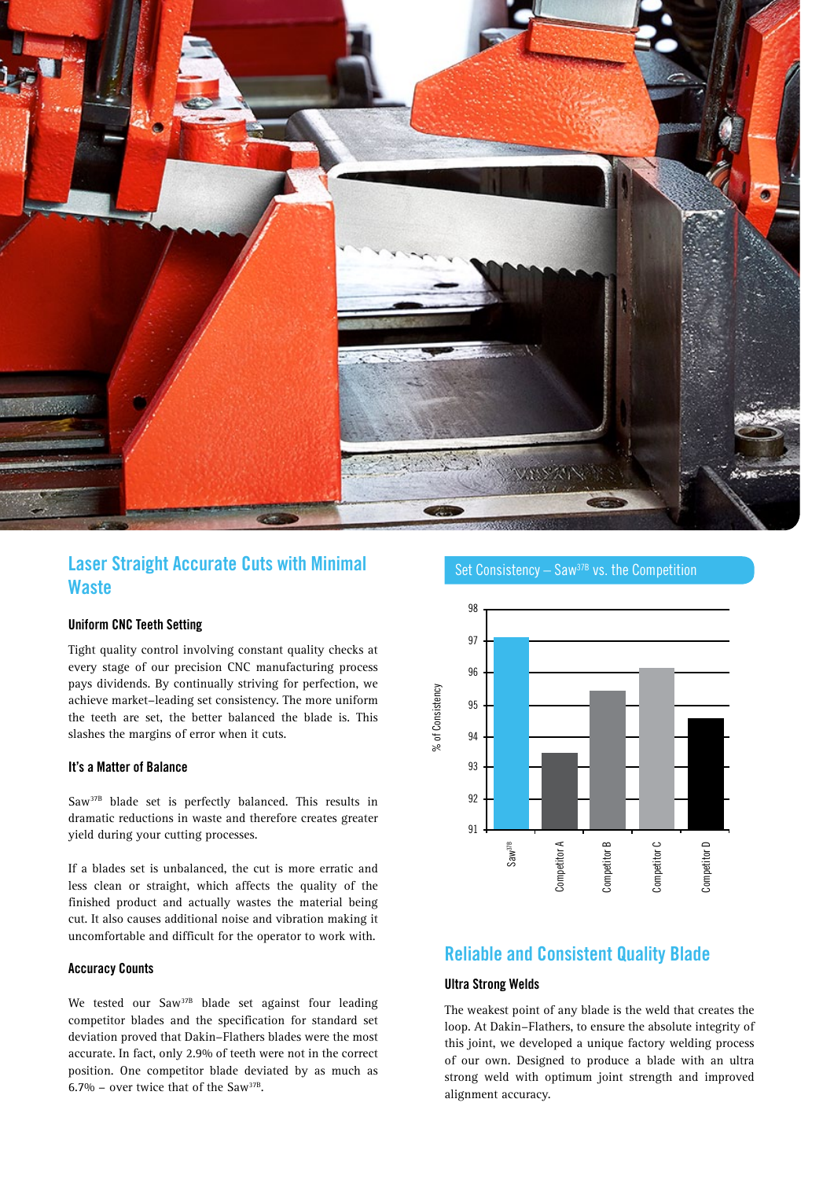## Laser Straight Accurate Cuts with Minimal Waste

### Uniform CNC Teeth Setting

Tight quality control involving constant quality checks at every stage of our precision CNC manufacturing process pays dividends. By continually striving for perfection, we achieve market–leading set consistency. The more uniform the teeth are set, the better balanced the blade is. This slashes the margins of error when it cuts.

### It's a Matter of Balance

Saw[37B] blade set is perfectly balanced. This results in dramatic reductions in waste and therefore creates greater yield during your cutting processes.

If a blades set is unbalanced, the cut is more erratic and less clean or straight, which affects the quality of the finished product and actually wastes the material being cut. It also causes additional noise and vibration making it uncomfortable and difficult for the operator to work with.

### Accuracy Counts

We tested our Saw[37B] blade set against four leading competitor blades and the specification for standard set deviation proved that Dakin–Flathers blades were the most accurate. In fact, only 2.9% of teeth were not in the correct position. One competitor blade deviated by as much as 6.7% – over twice that of the Saw[37B].

**Set Consistency – Saw[37B] vs. the Competition**

| Blade | % of Consistency |
|---|---|
| Saw[37B] | ~97.1 |
| Competitor A | ~93.4 |
| Competitor B | ~95.4 |
| Competitor C | ~96.1 |
| Competitor D | ~94.5 |

## Reliable and Consistent Quality Blade

### Ultra Strong Welds

The weakest point of any blade is the weld that creates the loop. At Dakin–Flathers, to ensure the absolute integrity of this joint, we developed a unique factory welding process of our own. Designed to produce a blade with an ultra strong weld with optimum joint strength and improved alignment accuracy.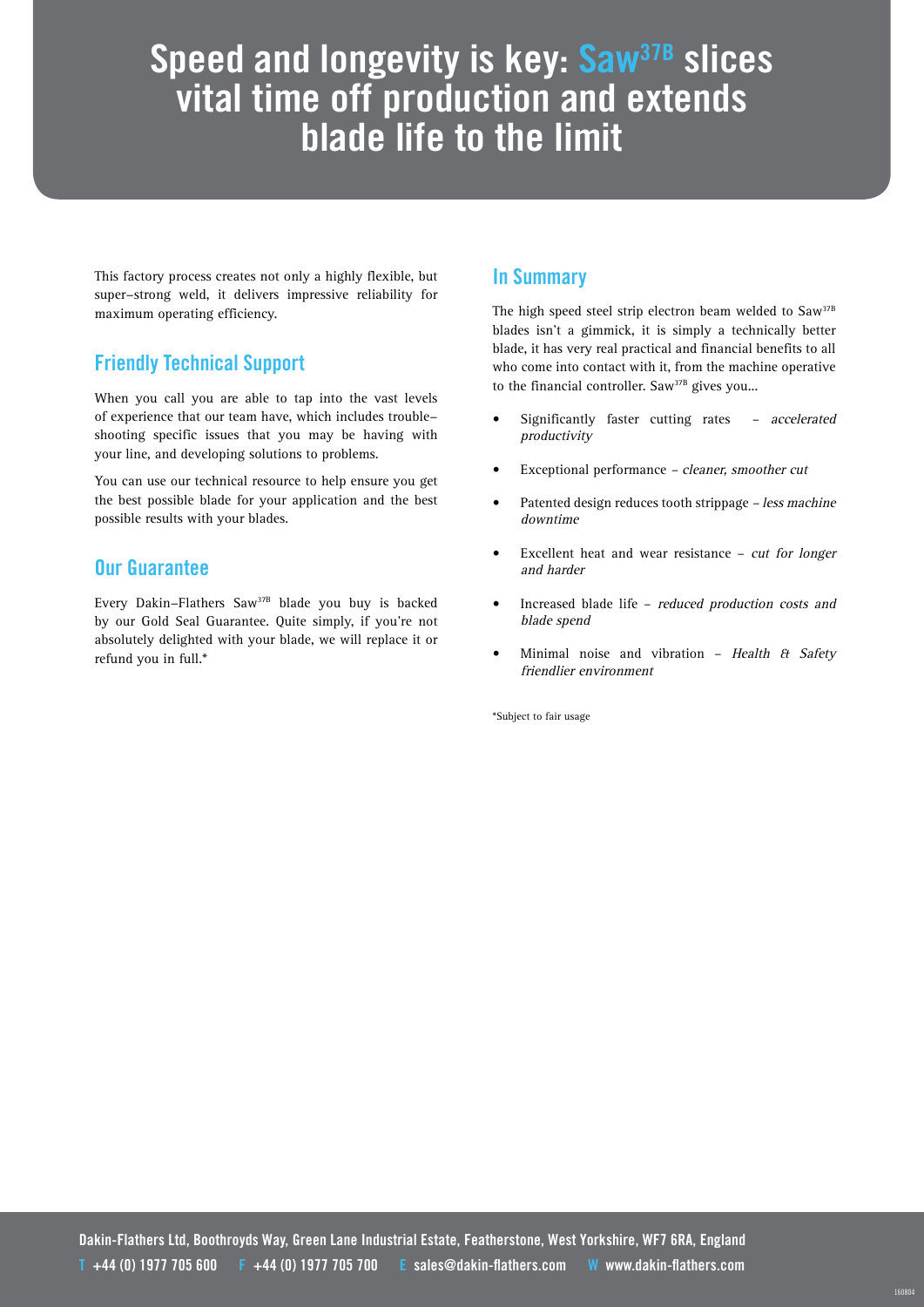# Speed and longevity is key: Saw[37B] slices vital time off production and extends blade life to the limit

This factory process creates not only a highly flexible, but super–strong weld, it delivers impressive reliability for maximum operating efficiency.

## Friendly Technical Support

When you call you are able to tap into the vast levels of experience that our team have, which includes trouble–shooting specific issues that you may be having with your line, and developing solutions to problems.

You can use our technical resource to help ensure you get the best possible blade for your application and the best possible results with your blades.

## Our Guarantee

Every Dakin–Flathers Saw[37B] blade you buy is backed by our Gold Seal Guarantee. Quite simply, if you're not absolutely delighted with your blade, we will replace it or refund you in full.*

## In Summary

The high speed steel strip electron beam welded to Saw[37B] blades isn't a gimmick, it is simply a technically better blade, it has very real practical and financial benefits to all who come into contact with it, from the machine operative to the financial controller. Saw[37B] gives you...

- Significantly faster cutting rates – *accelerated productivity*
- Exceptional performance – *cleaner, smoother cut*
- Patented design reduces tooth strippage – *less machine downtime*
- Excellent heat and wear resistance – *cut for longer and harder*
- Increased blade life – *reduced production costs and blade spend*
- Minimal noise and vibration – *Health & Safety friendlier environment*

*Subject to fair usage

**Dakin-Flathers Ltd, Boothroyds Way, Green Lane Industrial Estate, Featherstone, West Yorkshire, WF7 6RA, England**

**T** +44 (0) 1977 705 600 **F** +44 (0) 1977 705 700 **E** sales@dakin-flathers.com **W** www.dakin-flathers.com

160804